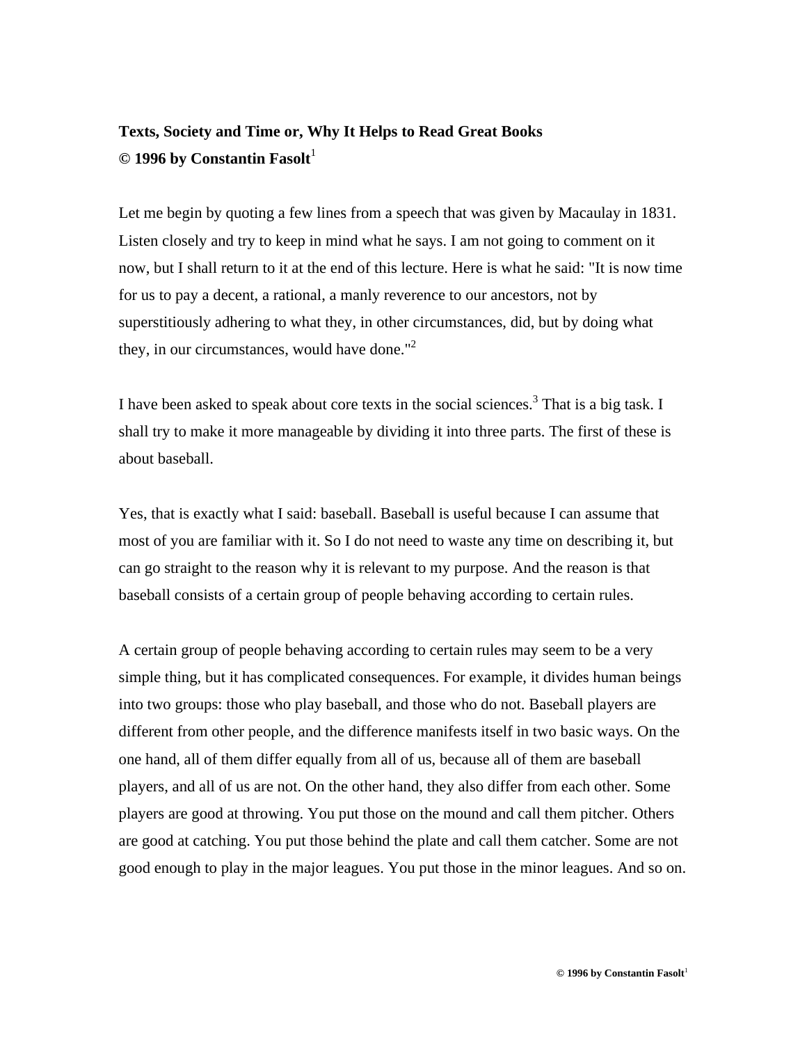**Texts, Society and Time or, Why It Helps to Read Great Books**
**© 1996 by Constantin Fasolt**[1]

Let me begin by quoting a few lines from a speech that was given by Macaulay in 1831. Listen closely and try to keep in mind what he says. I am not going to comment on it now, but I shall return to it at the end of this lecture. Here is what he said: "It is now time for us to pay a decent, a rational, a manly reverence to our ancestors, not by superstitiously adhering to what they, in other circumstances, did, but by doing what they, in our circumstances, would have done."[2]

I have been asked to speak about core texts in the social sciences.[3] That is a big task. I shall try to make it more manageable by dividing it into three parts. The first of these is about baseball.

Yes, that is exactly what I said: baseball. Baseball is useful because I can assume that most of you are familiar with it. So I do not need to waste any time on describing it, but can go straight to the reason why it is relevant to my purpose. And the reason is that baseball consists of a certain group of people behaving according to certain rules.

A certain group of people behaving according to certain rules may seem to be a very simple thing, but it has complicated consequences. For example, it divides human beings into two groups: those who play baseball, and those who do not. Baseball players are different from other people, and the difference manifests itself in two basic ways. On the one hand, all of them differ equally from all of us, because all of them are baseball players, and all of us are not. On the other hand, they also differ from each other. Some players are good at throwing. You put those on the mound and call them pitcher. Others are good at catching. You put those behind the plate and call them catcher. Some are not good enough to play in the major leagues. You put those in the minor leagues. And so on.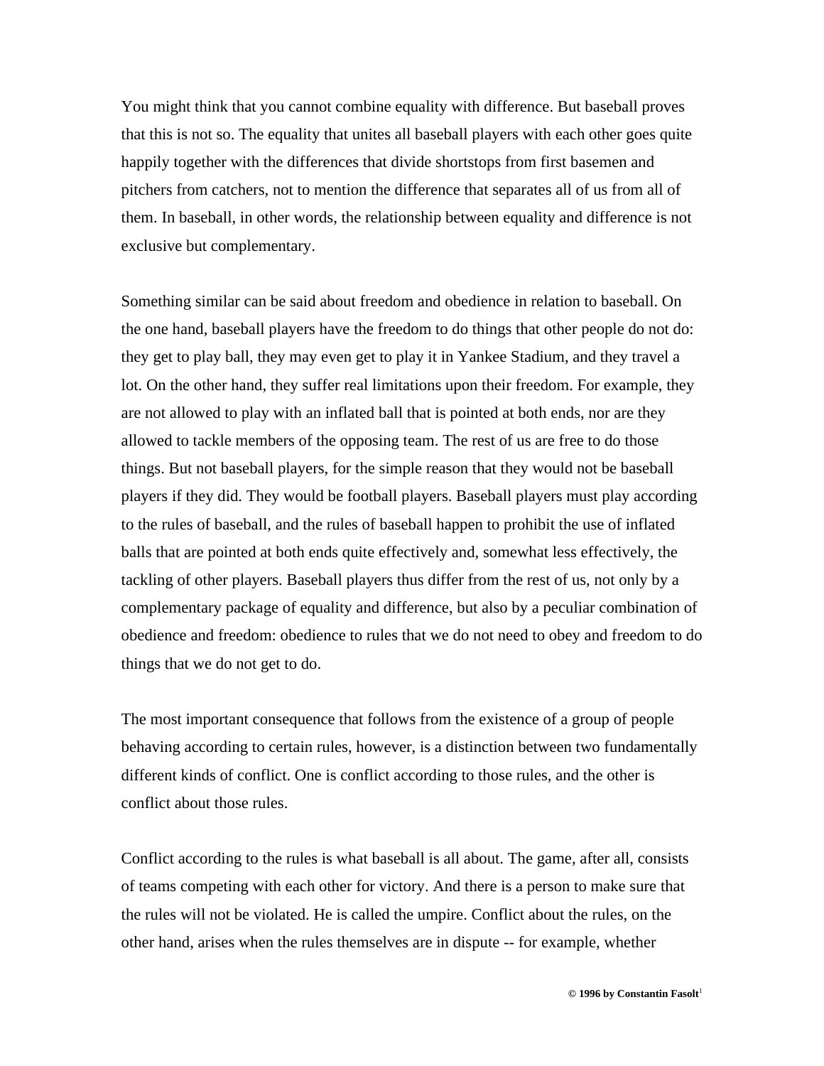You might think that you cannot combine equality with difference. But baseball proves that this is not so. The equality that unites all baseball players with each other goes quite happily together with the differences that divide shortstops from first basemen and pitchers from catchers, not to mention the difference that separates all of us from all of them. In baseball, in other words, the relationship between equality and difference is not exclusive but complementary.

Something similar can be said about freedom and obedience in relation to baseball. On the one hand, baseball players have the freedom to do things that other people do not do: they get to play ball, they may even get to play it in Yankee Stadium, and they travel a lot. On the other hand, they suffer real limitations upon their freedom. For example, they are not allowed to play with an inflated ball that is pointed at both ends, nor are they allowed to tackle members of the opposing team. The rest of us are free to do those things. But not baseball players, for the simple reason that they would not be baseball players if they did. They would be football players. Baseball players must play according to the rules of baseball, and the rules of baseball happen to prohibit the use of inflated balls that are pointed at both ends quite effectively and, somewhat less effectively, the tackling of other players. Baseball players thus differ from the rest of us, not only by a complementary package of equality and difference, but also by a peculiar combination of obedience and freedom: obedience to rules that we do not need to obey and freedom to do things that we do not get to do.

The most important consequence that follows from the existence of a group of people behaving according to certain rules, however, is a distinction between two fundamentally different kinds of conflict. One is conflict according to those rules, and the other is conflict about those rules.

Conflict according to the rules is what baseball is all about. The game, after all, consists of teams competing with each other for victory. And there is a person to make sure that the rules will not be violated. He is called the umpire. Conflict about the rules, on the other hand, arises when the rules themselves are in dispute -- for example, whether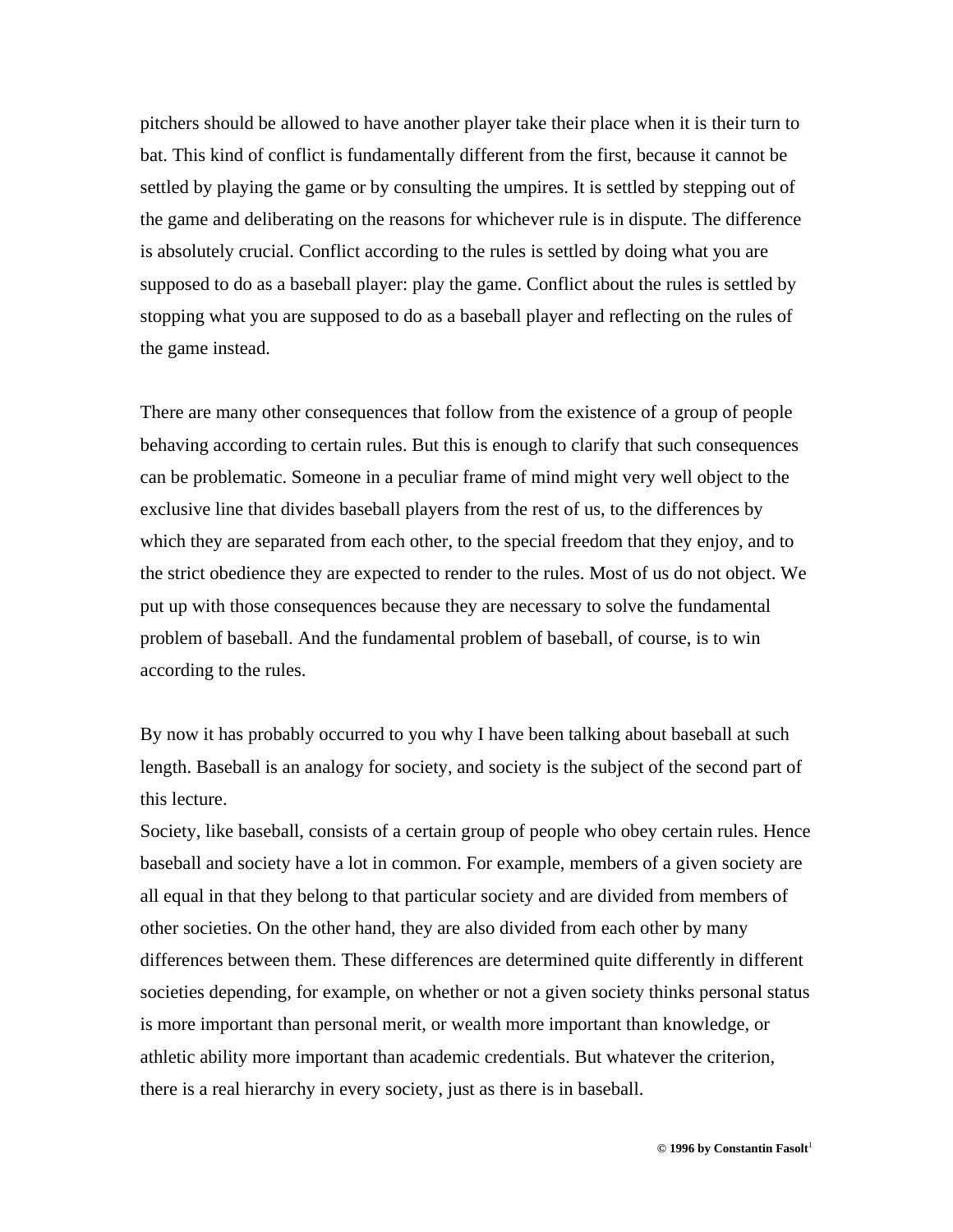pitchers should be allowed to have another player take their place when it is their turn to bat. This kind of conflict is fundamentally different from the first, because it cannot be settled by playing the game or by consulting the umpires. It is settled by stepping out of the game and deliberating on the reasons for whichever rule is in dispute. The difference is absolutely crucial. Conflict according to the rules is settled by doing what you are supposed to do as a baseball player: play the game. Conflict about the rules is settled by stopping what you are supposed to do as a baseball player and reflecting on the rules of the game instead.

There are many other consequences that follow from the existence of a group of people behaving according to certain rules. But this is enough to clarify that such consequences can be problematic. Someone in a peculiar frame of mind might very well object to the exclusive line that divides baseball players from the rest of us, to the differences by which they are separated from each other, to the special freedom that they enjoy, and to the strict obedience they are expected to render to the rules. Most of us do not object. We put up with those consequences because they are necessary to solve the fundamental problem of baseball. And the fundamental problem of baseball, of course, is to win according to the rules.

By now it has probably occurred to you why I have been talking about baseball at such length. Baseball is an analogy for society, and society is the subject of the second part of this lecture.

Society, like baseball, consists of a certain group of people who obey certain rules. Hence baseball and society have a lot in common. For example, members of a given society are all equal in that they belong to that particular society and are divided from members of other societies. On the other hand, they are also divided from each other by many differences between them. These differences are determined quite differently in different societies depending, for example, on whether or not a given society thinks personal status is more important than personal merit, or wealth more important than knowledge, or athletic ability more important than academic credentials. But whatever the criterion, there is a real hierarchy in every society, just as there is in baseball.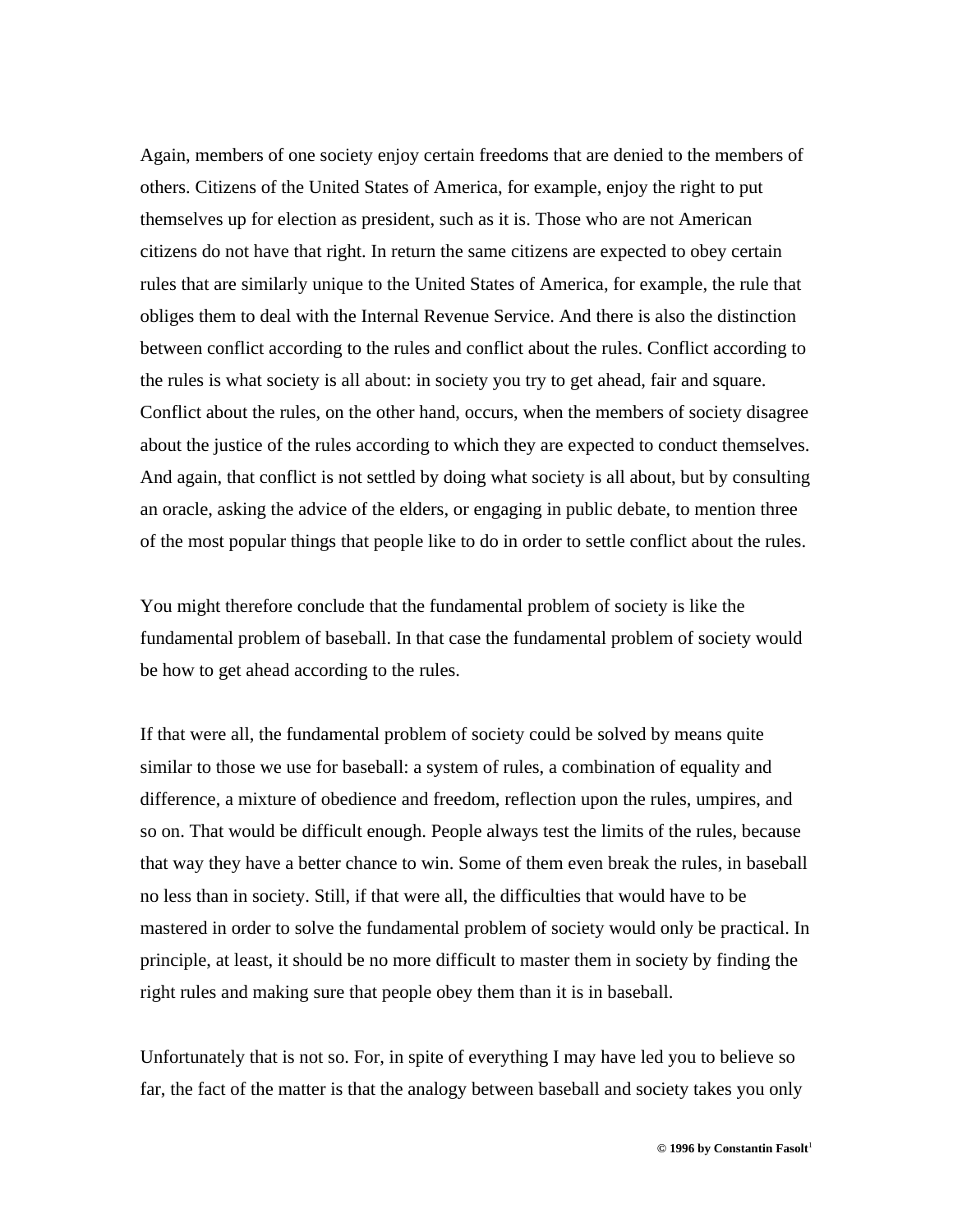Again, members of one society enjoy certain freedoms that are denied to the members of others. Citizens of the United States of America, for example, enjoy the right to put themselves up for election as president, such as it is. Those who are not American citizens do not have that right. In return the same citizens are expected to obey certain rules that are similarly unique to the United States of America, for example, the rule that obliges them to deal with the Internal Revenue Service. And there is also the distinction between conflict according to the rules and conflict about the rules. Conflict according to the rules is what society is all about: in society you try to get ahead, fair and square. Conflict about the rules, on the other hand, occurs, when the members of society disagree about the justice of the rules according to which they are expected to conduct themselves. And again, that conflict is not settled by doing what society is all about, but by consulting an oracle, asking the advice of the elders, or engaging in public debate, to mention three of the most popular things that people like to do in order to settle conflict about the rules.

You might therefore conclude that the fundamental problem of society is like the fundamental problem of baseball. In that case the fundamental problem of society would be how to get ahead according to the rules.

If that were all, the fundamental problem of society could be solved by means quite similar to those we use for baseball: a system of rules, a combination of equality and difference, a mixture of obedience and freedom, reflection upon the rules, umpires, and so on. That would be difficult enough. People always test the limits of the rules, because that way they have a better chance to win. Some of them even break the rules, in baseball no less than in society. Still, if that were all, the difficulties that would have to be mastered in order to solve the fundamental problem of society would only be practical. In principle, at least, it should be no more difficult to master them in society by finding the right rules and making sure that people obey them than it is in baseball.

Unfortunately that is not so. For, in spite of everything I may have led you to believe so far, the fact of the matter is that the analogy between baseball and society takes you only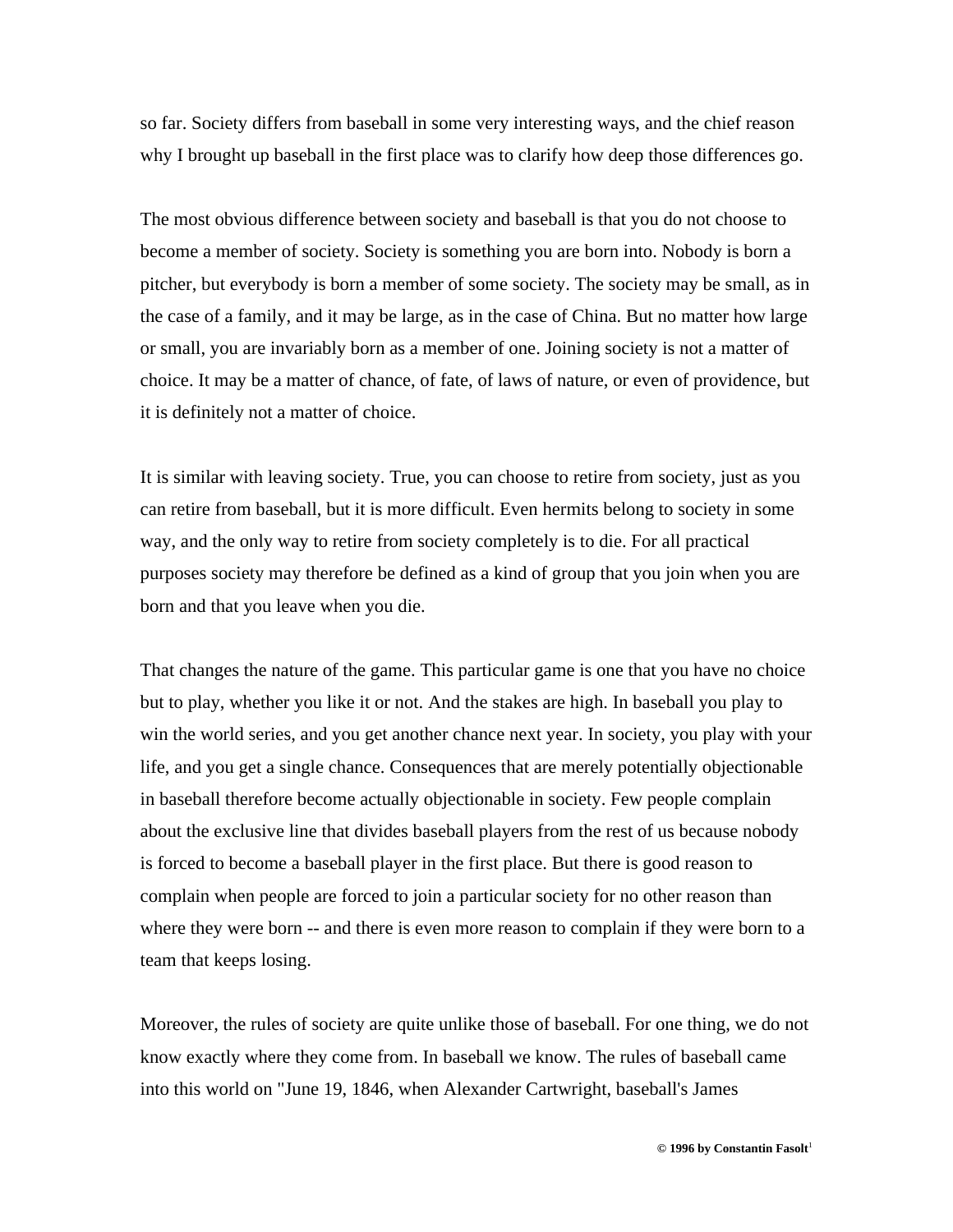so far. Society differs from baseball in some very interesting ways, and the chief reason why I brought up baseball in the first place was to clarify how deep those differences go.

The most obvious difference between society and baseball is that you do not choose to become a member of society. Society is something you are born into. Nobody is born a pitcher, but everybody is born a member of some society. The society may be small, as in the case of a family, and it may be large, as in the case of China. But no matter how large or small, you are invariably born as a member of one. Joining society is not a matter of choice. It may be a matter of chance, of fate, of laws of nature, or even of providence, but it is definitely not a matter of choice.

It is similar with leaving society. True, you can choose to retire from society, just as you can retire from baseball, but it is more difficult. Even hermits belong to society in some way, and the only way to retire from society completely is to die. For all practical purposes society may therefore be defined as a kind of group that you join when you are born and that you leave when you die.

That changes the nature of the game. This particular game is one that you have no choice but to play, whether you like it or not. And the stakes are high. In baseball you play to win the world series, and you get another chance next year. In society, you play with your life, and you get a single chance. Consequences that are merely potentially objectionable in baseball therefore become actually objectionable in society. Few people complain about the exclusive line that divides baseball players from the rest of us because nobody is forced to become a baseball player in the first place. But there is good reason to complain when people are forced to join a particular society for no other reason than where they were born -- and there is even more reason to complain if they were born to a team that keeps losing.

Moreover, the rules of society are quite unlike those of baseball. For one thing, we do not know exactly where they come from. In baseball we know. The rules of baseball came into this world on "June 19, 1846, when Alexander Cartwright, baseball's James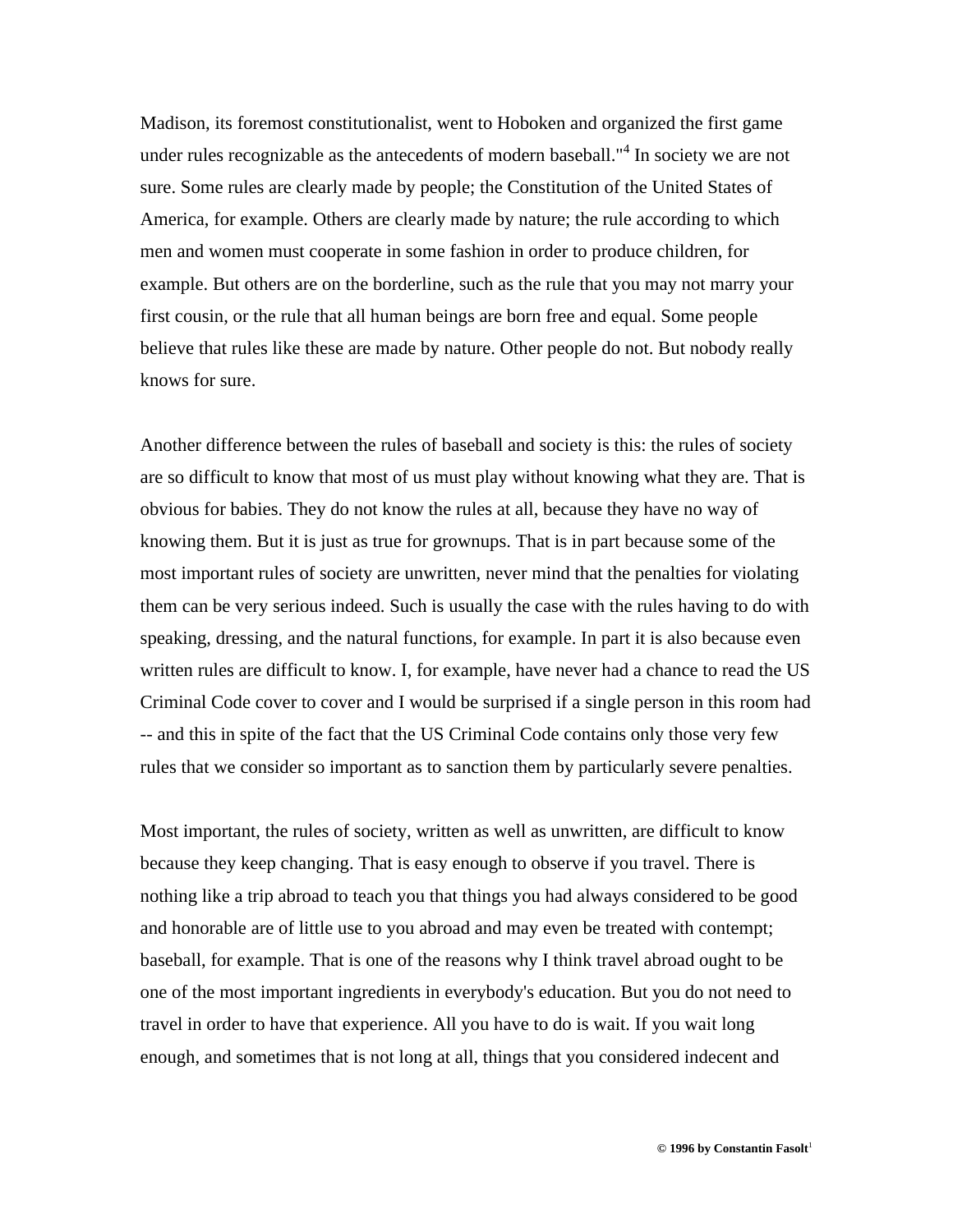Madison, its foremost constitutionalist, went to Hoboken and organized the first game under rules recognizable as the antecedents of modern baseball."[4] In society we are not sure. Some rules are clearly made by people; the Constitution of the United States of America, for example. Others are clearly made by nature; the rule according to which men and women must cooperate in some fashion in order to produce children, for example. But others are on the borderline, such as the rule that you may not marry your first cousin, or the rule that all human beings are born free and equal. Some people believe that rules like these are made by nature. Other people do not. But nobody really knows for sure.

Another difference between the rules of baseball and society is this: the rules of society are so difficult to know that most of us must play without knowing what they are. That is obvious for babies. They do not know the rules at all, because they have no way of knowing them. But it is just as true for grownups. That is in part because some of the most important rules of society are unwritten, never mind that the penalties for violating them can be very serious indeed. Such is usually the case with the rules having to do with speaking, dressing, and the natural functions, for example. In part it is also because even written rules are difficult to know. I, for example, have never had a chance to read the US Criminal Code cover to cover and I would be surprised if a single person in this room had -- and this in spite of the fact that the US Criminal Code contains only those very few rules that we consider so important as to sanction them by particularly severe penalties.

Most important, the rules of society, written as well as unwritten, are difficult to know because they keep changing. That is easy enough to observe if you travel. There is nothing like a trip abroad to teach you that things you had always considered to be good and honorable are of little use to you abroad and may even be treated with contempt; baseball, for example. That is one of the reasons why I think travel abroad ought to be one of the most important ingredients in everybody's education. But you do not need to travel in order to have that experience. All you have to do is wait. If you wait long enough, and sometimes that is not long at all, things that you considered indecent and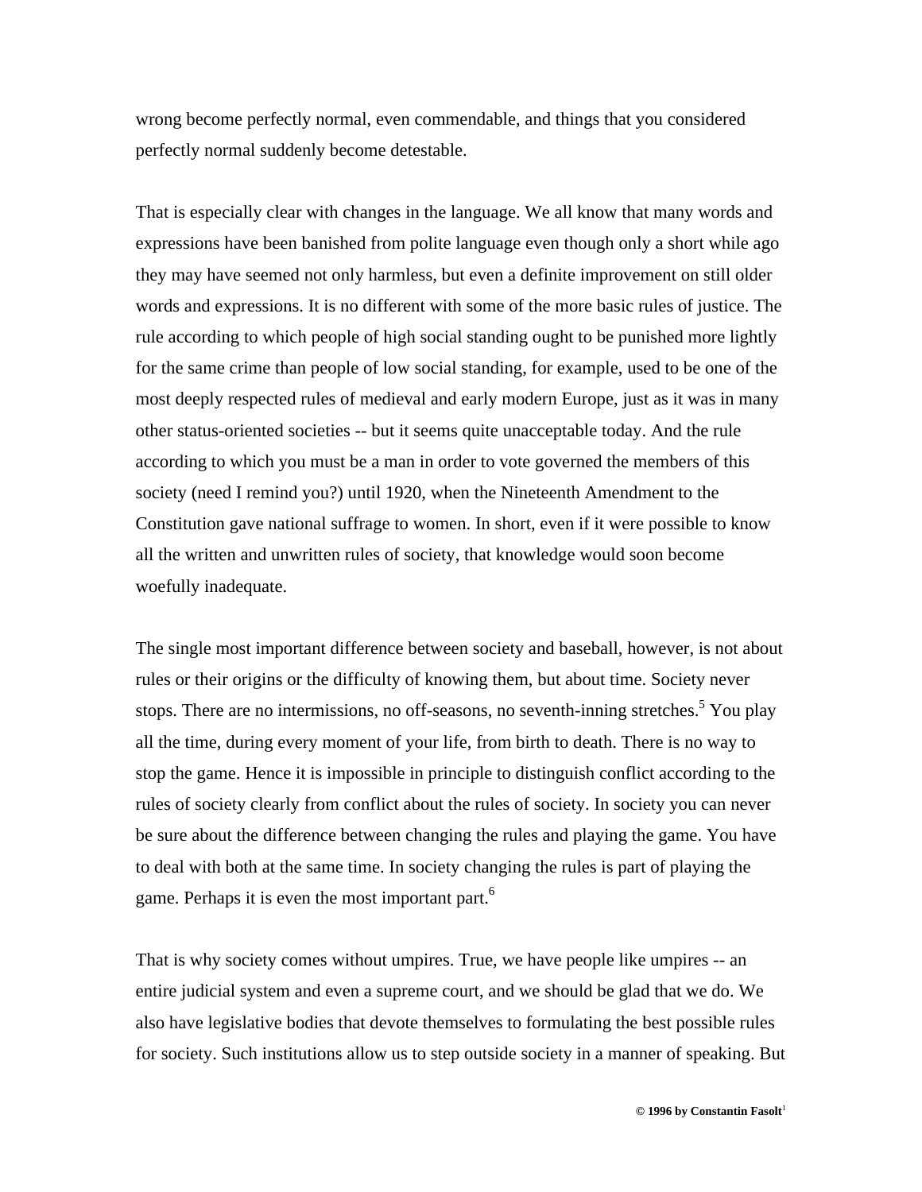wrong become perfectly normal, even commendable, and things that you considered perfectly normal suddenly become detestable.

That is especially clear with changes in the language. We all know that many words and expressions have been banished from polite language even though only a short while ago they may have seemed not only harmless, but even a definite improvement on still older words and expressions. It is no different with some of the more basic rules of justice. The rule according to which people of high social standing ought to be punished more lightly for the same crime than people of low social standing, for example, used to be one of the most deeply respected rules of medieval and early modern Europe, just as it was in many other status-oriented societies -- but it seems quite unacceptable today. And the rule according to which you must be a man in order to vote governed the members of this society (need I remind you?) until 1920, when the Nineteenth Amendment to the Constitution gave national suffrage to women. In short, even if it were possible to know all the written and unwritten rules of society, that knowledge would soon become woefully inadequate.

The single most important difference between society and baseball, however, is not about rules or their origins or the difficulty of knowing them, but about time. Society never stops. There are no intermissions, no off-seasons, no seventh-inning stretches.[5] You play all the time, during every moment of your life, from birth to death. There is no way to stop the game. Hence it is impossible in principle to distinguish conflict according to the rules of society clearly from conflict about the rules of society. In society you can never be sure about the difference between changing the rules and playing the game. You have to deal with both at the same time. In society changing the rules is part of playing the game. Perhaps it is even the most important part.[6]

That is why society comes without umpires. True, we have people like umpires -- an entire judicial system and even a supreme court, and we should be glad that we do. We also have legislative bodies that devote themselves to formulating the best possible rules for society. Such institutions allow us to step outside society in a manner of speaking. But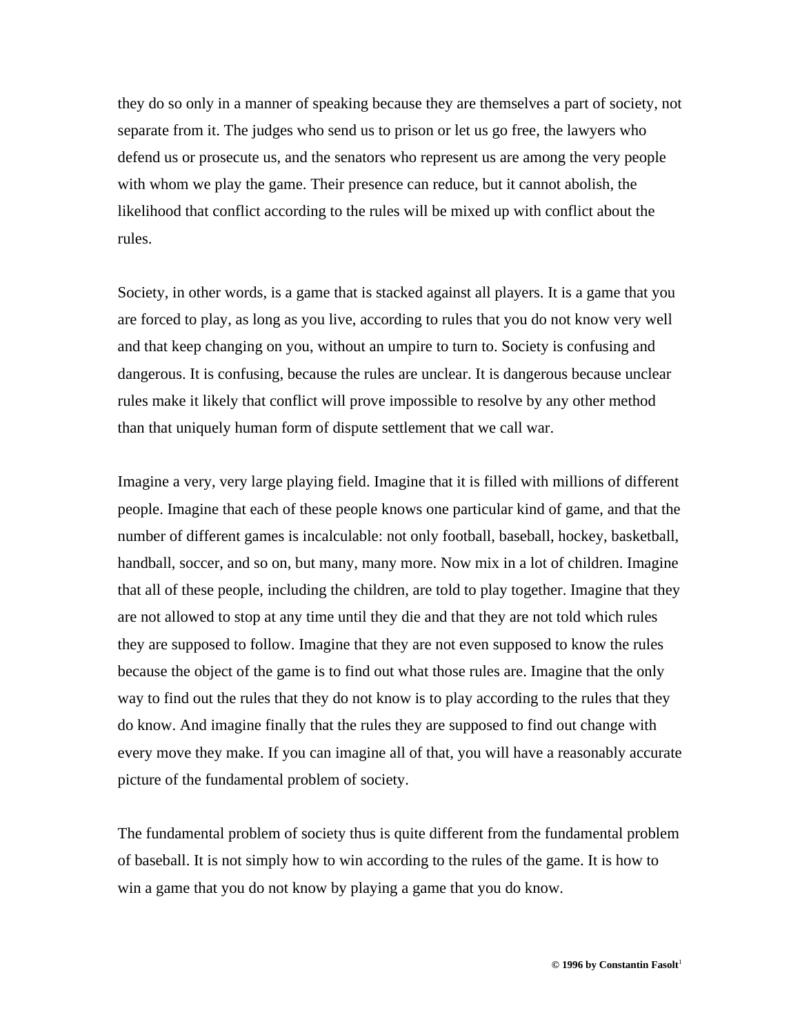they do so only in a manner of speaking because they are themselves a part of society, not separate from it. The judges who send us to prison or let us go free, the lawyers who defend us or prosecute us, and the senators who represent us are among the very people with whom we play the game. Their presence can reduce, but it cannot abolish, the likelihood that conflict according to the rules will be mixed up with conflict about the rules.

Society, in other words, is a game that is stacked against all players. It is a game that you are forced to play, as long as you live, according to rules that you do not know very well and that keep changing on you, without an umpire to turn to. Society is confusing and dangerous. It is confusing, because the rules are unclear. It is dangerous because unclear rules make it likely that conflict will prove impossible to resolve by any other method than that uniquely human form of dispute settlement that we call war.

Imagine a very, very large playing field. Imagine that it is filled with millions of different people. Imagine that each of these people knows one particular kind of game, and that the number of different games is incalculable: not only football, baseball, hockey, basketball, handball, soccer, and so on, but many, many more. Now mix in a lot of children. Imagine that all of these people, including the children, are told to play together. Imagine that they are not allowed to stop at any time until they die and that they are not told which rules they are supposed to follow. Imagine that they are not even supposed to know the rules because the object of the game is to find out what those rules are. Imagine that the only way to find out the rules that they do not know is to play according to the rules that they do know. And imagine finally that the rules they are supposed to find out change with every move they make. If you can imagine all of that, you will have a reasonably accurate picture of the fundamental problem of society.

The fundamental problem of society thus is quite different from the fundamental problem of baseball. It is not simply how to win according to the rules of the game. It is how to win a game that you do not know by playing a game that you do know.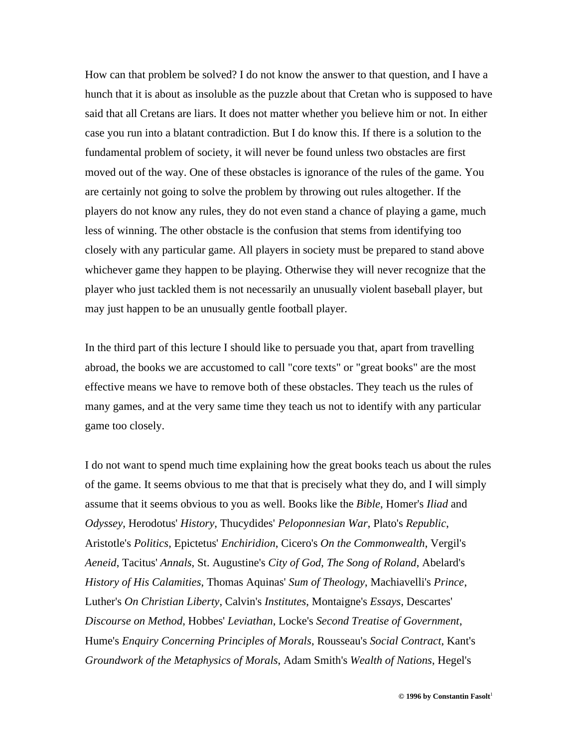How can that problem be solved? I do not know the answer to that question, and I have a hunch that it is about as insoluble as the puzzle about that Cretan who is supposed to have said that all Cretans are liars. It does not matter whether you believe him or not. In either case you run into a blatant contradiction. But I do know this. If there is a solution to the fundamental problem of society, it will never be found unless two obstacles are first moved out of the way. One of these obstacles is ignorance of the rules of the game. You are certainly not going to solve the problem by throwing out rules altogether. If the players do not know any rules, they do not even stand a chance of playing a game, much less of winning. The other obstacle is the confusion that stems from identifying too closely with any particular game. All players in society must be prepared to stand above whichever game they happen to be playing. Otherwise they will never recognize that the player who just tackled them is not necessarily an unusually violent baseball player, but may just happen to be an unusually gentle football player.

In the third part of this lecture I should like to persuade you that, apart from travelling abroad, the books we are accustomed to call "core texts" or "great books" are the most effective means we have to remove both of these obstacles. They teach us the rules of many games, and at the very same time they teach us not to identify with any particular game too closely.

I do not want to spend much time explaining how the great books teach us about the rules of the game. It seems obvious to me that that is precisely what they do, and I will simply assume that it seems obvious to you as well. Books like the *Bible*, Homer's *Iliad* and *Odyssey*, Herodotus' *History*, Thucydides' *Peloponnesian War*, Plato's *Republic*, Aristotle's *Politics*, Epictetus' *Enchiridion*, Cicero's *On the Commonwealth*, Vergil's *Aeneid*, Tacitus' *Annals*, St. Augustine's *City of God*, *The Song of Roland*, Abelard's *History of His Calamities*, Thomas Aquinas' *Sum of Theology*, Machiavelli's *Prince*, Luther's *On Christian Liberty*, Calvin's *Institutes*, Montaigne's *Essays*, Descartes' *Discourse on Method*, Hobbes' *Leviathan*, Locke's *Second Treatise of Government*, Hume's *Enquiry Concerning Principles of Morals*, Rousseau's *Social Contract*, Kant's *Groundwork of the Metaphysics of Morals*, Adam Smith's *Wealth of Nations*, Hegel's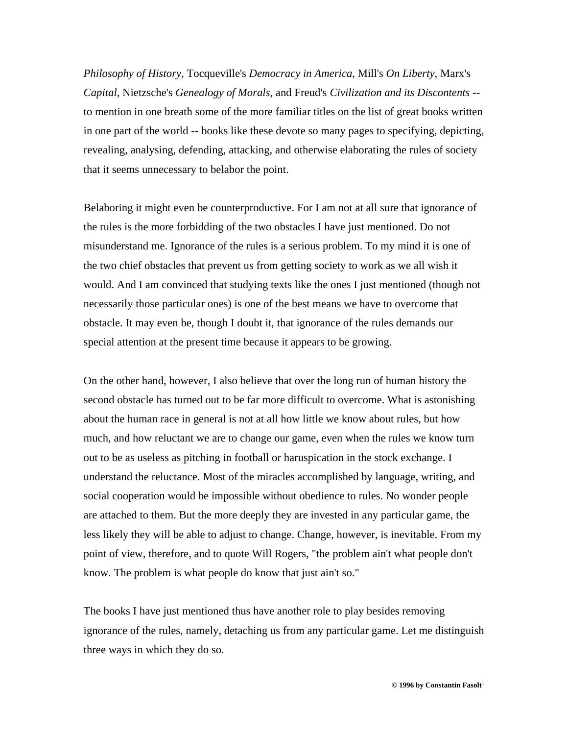*Philosophy of History*, Tocqueville's *Democracy in America*, Mill's *On Liberty*, Marx's *Capital*, Nietzsche's *Genealogy of Morals*, and Freud's *Civilization and its Discontents* -- to mention in one breath some of the more familiar titles on the list of great books written in one part of the world -- books like these devote so many pages to specifying, depicting, revealing, analysing, defending, attacking, and otherwise elaborating the rules of society that it seems unnecessary to belabor the point.

Belaboring it might even be counterproductive. For I am not at all sure that ignorance of the rules is the more forbidding of the two obstacles I have just mentioned. Do not misunderstand me. Ignorance of the rules is a serious problem. To my mind it is one of the two chief obstacles that prevent us from getting society to work as we all wish it would. And I am convinced that studying texts like the ones I just mentioned (though not necessarily those particular ones) is one of the best means we have to overcome that obstacle. It may even be, though I doubt it, that ignorance of the rules demands our special attention at the present time because it appears to be growing.

On the other hand, however, I also believe that over the long run of human history the second obstacle has turned out to be far more difficult to overcome. What is astonishing about the human race in general is not at all how little we know about rules, but how much, and how reluctant we are to change our game, even when the rules we know turn out to be as useless as pitching in football or haruspication in the stock exchange. I understand the reluctance. Most of the miracles accomplished by language, writing, and social cooperation would be impossible without obedience to rules. No wonder people are attached to them. But the more deeply they are invested in any particular game, the less likely they will be able to adjust to change. Change, however, is inevitable. From my point of view, therefore, and to quote Will Rogers, "the problem ain't what people don't know. The problem is what people do know that just ain't so."

The books I have just mentioned thus have another role to play besides removing ignorance of the rules, namely, detaching us from any particular game. Let me distinguish three ways in which they do so.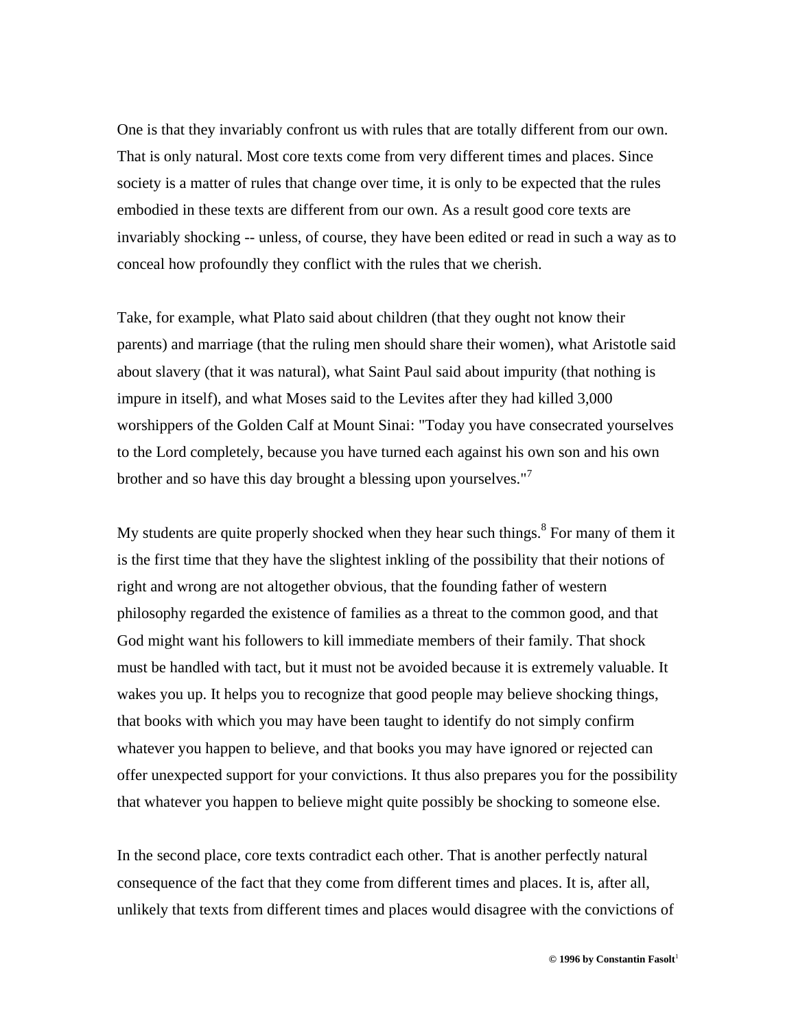One is that they invariably confront us with rules that are totally different from our own. That is only natural. Most core texts come from very different times and places. Since society is a matter of rules that change over time, it is only to be expected that the rules embodied in these texts are different from our own. As a result good core texts are invariably shocking -- unless, of course, they have been edited or read in such a way as to conceal how profoundly they conflict with the rules that we cherish.

Take, for example, what Plato said about children (that they ought not know their parents) and marriage (that the ruling men should share their women), what Aristotle said about slavery (that it was natural), what Saint Paul said about impurity (that nothing is impure in itself), and what Moses said to the Levites after they had killed 3,000 worshippers of the Golden Calf at Mount Sinai: "Today you have consecrated yourselves to the Lord completely, because you have turned each against his own son and his own brother and so have this day brought a blessing upon yourselves."[7]

My students are quite properly shocked when they hear such things.[8] For many of them it is the first time that they have the slightest inkling of the possibility that their notions of right and wrong are not altogether obvious, that the founding father of western philosophy regarded the existence of families as a threat to the common good, and that God might want his followers to kill immediate members of their family. That shock must be handled with tact, but it must not be avoided because it is extremely valuable. It wakes you up. It helps you to recognize that good people may believe shocking things, that books with which you may have been taught to identify do not simply confirm whatever you happen to believe, and that books you may have ignored or rejected can offer unexpected support for your convictions. It thus also prepares you for the possibility that whatever you happen to believe might quite possibly be shocking to someone else.

In the second place, core texts contradict each other. That is another perfectly natural consequence of the fact that they come from different times and places. It is, after all, unlikely that texts from different times and places would disagree with the convictions of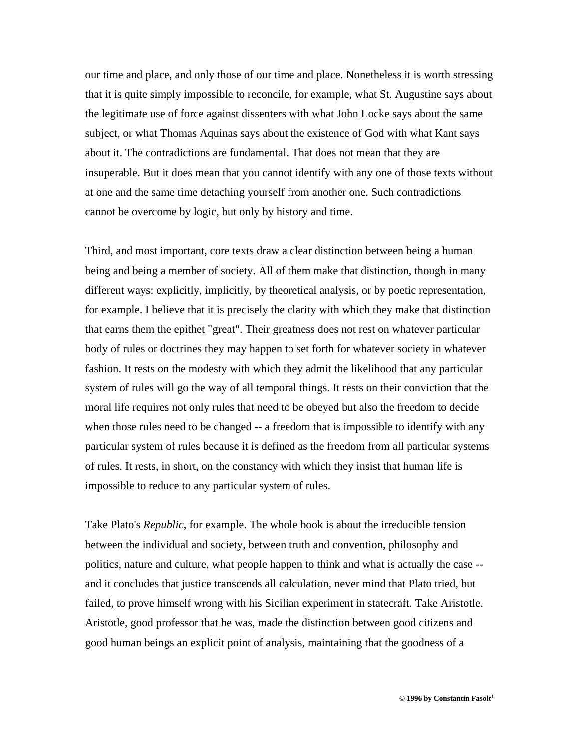our time and place, and only those of our time and place. Nonetheless it is worth stressing that it is quite simply impossible to reconcile, for example, what St. Augustine says about the legitimate use of force against dissenters with what John Locke says about the same subject, or what Thomas Aquinas says about the existence of God with what Kant says about it. The contradictions are fundamental. That does not mean that they are insuperable. But it does mean that you cannot identify with any one of those texts without at one and the same time detaching yourself from another one. Such contradictions cannot be overcome by logic, but only by history and time.

Third, and most important, core texts draw a clear distinction between being a human being and being a member of society. All of them make that distinction, though in many different ways: explicitly, implicitly, by theoretical analysis, or by poetic representation, for example. I believe that it is precisely the clarity with which they make that distinction that earns them the epithet "great". Their greatness does not rest on whatever particular body of rules or doctrines they may happen to set forth for whatever society in whatever fashion. It rests on the modesty with which they admit the likelihood that any particular system of rules will go the way of all temporal things. It rests on their conviction that the moral life requires not only rules that need to be obeyed but also the freedom to decide when those rules need to be changed -- a freedom that is impossible to identify with any particular system of rules because it is defined as the freedom from all particular systems of rules. It rests, in short, on the constancy with which they insist that human life is impossible to reduce to any particular system of rules.

Take Plato's *Republic*, for example. The whole book is about the irreducible tension between the individual and society, between truth and convention, philosophy and politics, nature and culture, what people happen to think and what is actually the case -- and it concludes that justice transcends all calculation, never mind that Plato tried, but failed, to prove himself wrong with his Sicilian experiment in statecraft. Take Aristotle. Aristotle, good professor that he was, made the distinction between good citizens and good human beings an explicit point of analysis, maintaining that the goodness of a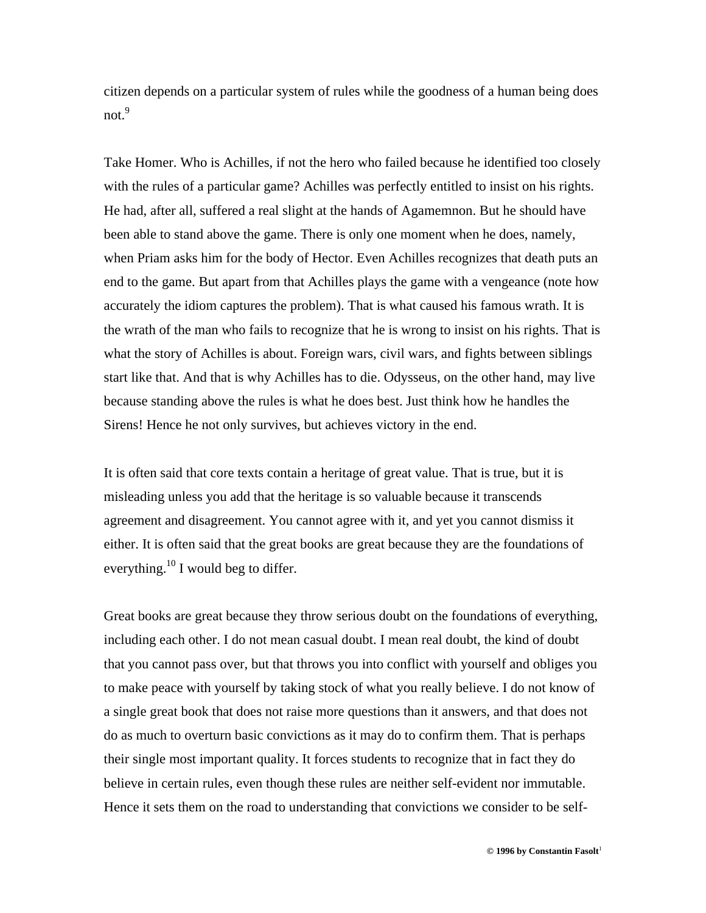citizen depends on a particular system of rules while the goodness of a human being does not.[9]

Take Homer. Who is Achilles, if not the hero who failed because he identified too closely with the rules of a particular game? Achilles was perfectly entitled to insist on his rights. He had, after all, suffered a real slight at the hands of Agamemnon. But he should have been able to stand above the game. There is only one moment when he does, namely, when Priam asks him for the body of Hector. Even Achilles recognizes that death puts an end to the game. But apart from that Achilles plays the game with a vengeance (note how accurately the idiom captures the problem). That is what caused his famous wrath. It is the wrath of the man who fails to recognize that he is wrong to insist on his rights. That is what the story of Achilles is about. Foreign wars, civil wars, and fights between siblings start like that. And that is why Achilles has to die. Odysseus, on the other hand, may live because standing above the rules is what he does best. Just think how he handles the Sirens! Hence he not only survives, but achieves victory in the end.

It is often said that core texts contain a heritage of great value. That is true, but it is misleading unless you add that the heritage is so valuable because it transcends agreement and disagreement. You cannot agree with it, and yet you cannot dismiss it either. It is often said that the great books are great because they are the foundations of everything.[10] I would beg to differ.

Great books are great because they throw serious doubt on the foundations of everything, including each other. I do not mean casual doubt. I mean real doubt, the kind of doubt that you cannot pass over, but that throws you into conflict with yourself and obliges you to make peace with yourself by taking stock of what you really believe. I do not know of a single great book that does not raise more questions than it answers, and that does not do as much to overturn basic convictions as it may do to confirm them. That is perhaps their single most important quality. It forces students to recognize that in fact they do believe in certain rules, even though these rules are neither self-evident nor immutable. Hence it sets them on the road to understanding that convictions we consider to be self-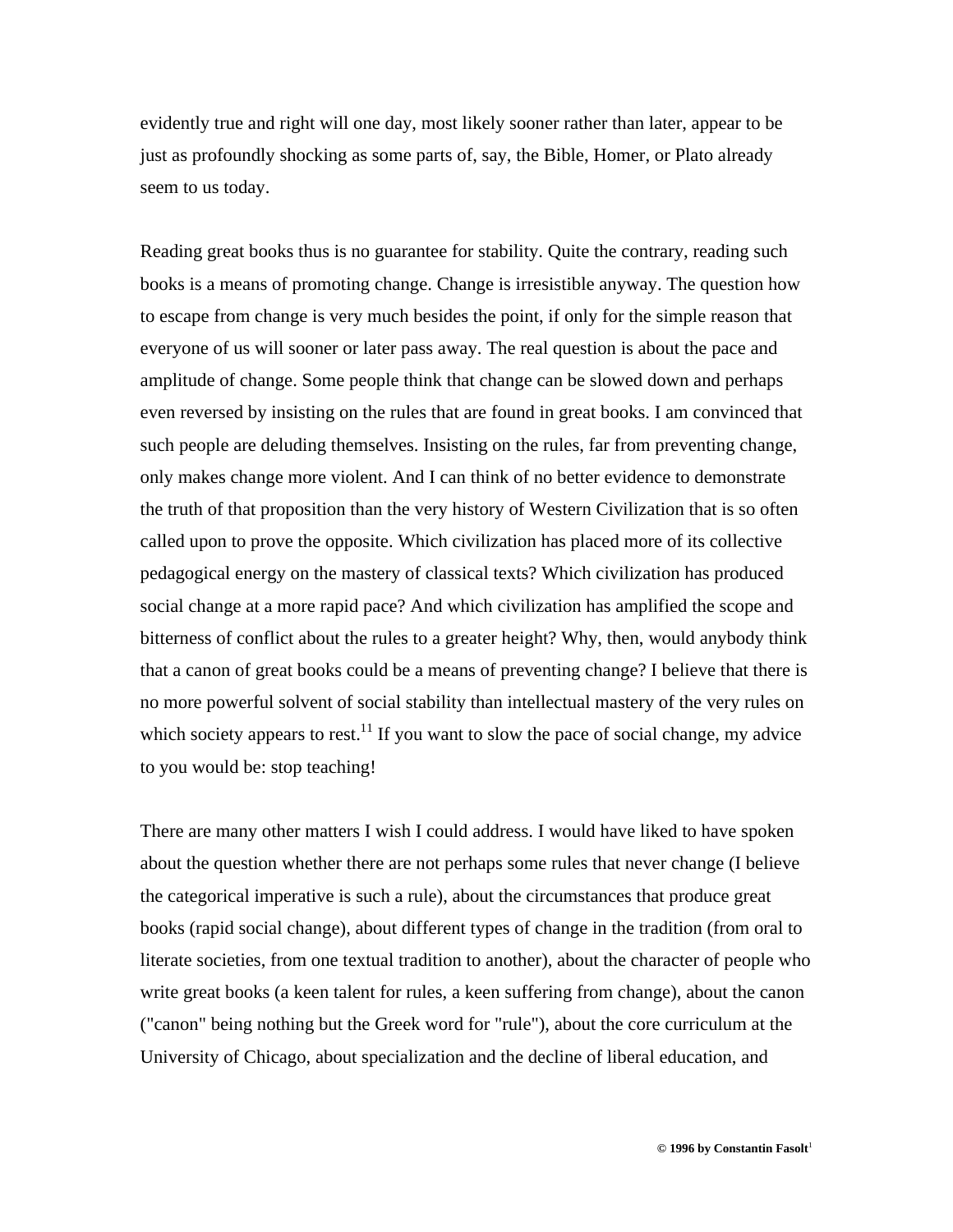evidently true and right will one day, most likely sooner rather than later, appear to be just as profoundly shocking as some parts of, say, the Bible, Homer, or Plato already seem to us today.

Reading great books thus is no guarantee for stability. Quite the contrary, reading such books is a means of promoting change. Change is irresistible anyway. The question how to escape from change is very much besides the point, if only for the simple reason that everyone of us will sooner or later pass away. The real question is about the pace and amplitude of change. Some people think that change can be slowed down and perhaps even reversed by insisting on the rules that are found in great books. I am convinced that such people are deluding themselves. Insisting on the rules, far from preventing change, only makes change more violent. And I can think of no better evidence to demonstrate the truth of that proposition than the very history of Western Civilization that is so often called upon to prove the opposite. Which civilization has placed more of its collective pedagogical energy on the mastery of classical texts? Which civilization has produced social change at a more rapid pace? And which civilization has amplified the scope and bitterness of conflict about the rules to a greater height? Why, then, would anybody think that a canon of great books could be a means of preventing change? I believe that there is no more powerful solvent of social stability than intellectual mastery of the very rules on which society appears to rest.[11] If you want to slow the pace of social change, my advice to you would be: stop teaching!

There are many other matters I wish I could address. I would have liked to have spoken about the question whether there are not perhaps some rules that never change (I believe the categorical imperative is such a rule), about the circumstances that produce great books (rapid social change), about different types of change in the tradition (from oral to literate societies, from one textual tradition to another), about the character of people who write great books (a keen talent for rules, a keen suffering from change), about the canon ("canon" being nothing but the Greek word for "rule"), about the core curriculum at the University of Chicago, about specialization and the decline of liberal education, and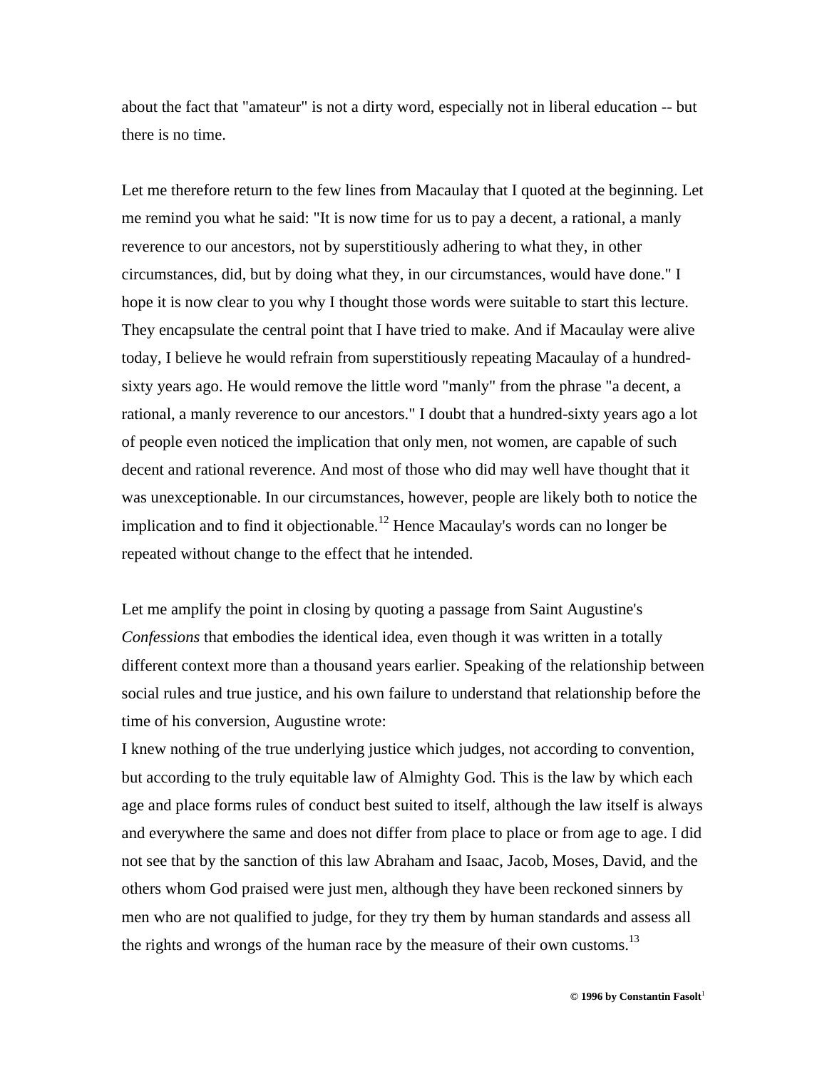about the fact that "amateur" is not a dirty word, especially not in liberal education -- but there is no time.

Let me therefore return to the few lines from Macaulay that I quoted at the beginning. Let me remind you what he said: "It is now time for us to pay a decent, a rational, a manly reverence to our ancestors, not by superstitiously adhering to what they, in other circumstances, did, but by doing what they, in our circumstances, would have done." I hope it is now clear to you why I thought those words were suitable to start this lecture. They encapsulate the central point that I have tried to make. And if Macaulay were alive today, I believe he would refrain from superstitiously repeating Macaulay of a hundred-sixty years ago. He would remove the little word "manly" from the phrase "a decent, a rational, a manly reverence to our ancestors." I doubt that a hundred-sixty years ago a lot of people even noticed the implication that only men, not women, are capable of such decent and rational reverence. And most of those who did may well have thought that it was unexceptionable. In our circumstances, however, people are likely both to notice the implication and to find it objectionable.[12] Hence Macaulay's words can no longer be repeated without change to the effect that he intended.

Let me amplify the point in closing by quoting a passage from Saint Augustine's *Confessions* that embodies the identical idea, even though it was written in a totally different context more than a thousand years earlier. Speaking of the relationship between social rules and true justice, and his own failure to understand that relationship before the time of his conversion, Augustine wrote:

I knew nothing of the true underlying justice which judges, not according to convention, but according to the truly equitable law of Almighty God. This is the law by which each age and place forms rules of conduct best suited to itself, although the law itself is always and everywhere the same and does not differ from place to place or from age to age. I did not see that by the sanction of this law Abraham and Isaac, Jacob, Moses, David, and the others whom God praised were just men, although they have been reckoned sinners by men who are not qualified to judge, for they try them by human standards and assess all the rights and wrongs of the human race by the measure of their own customs.[13]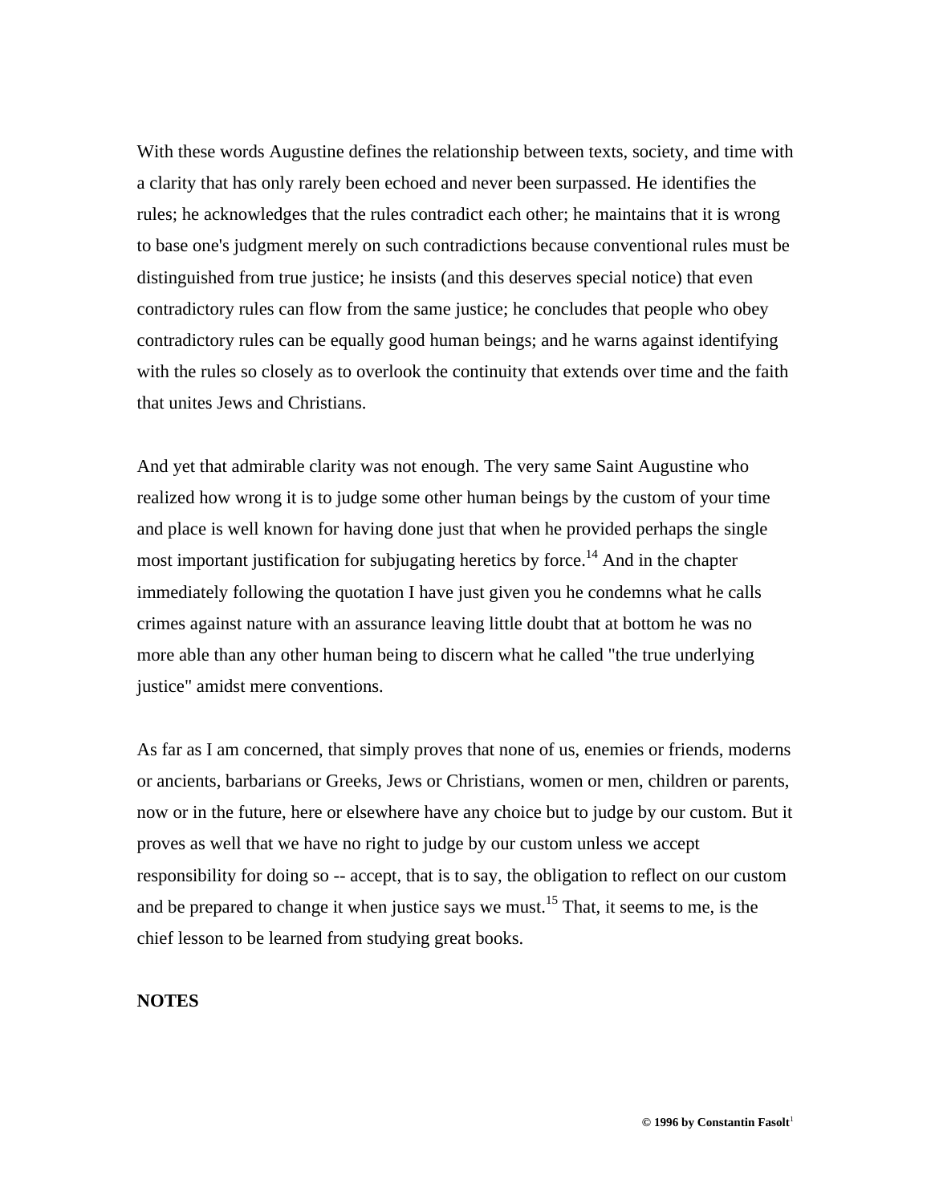With these words Augustine defines the relationship between texts, society, and time with a clarity that has only rarely been echoed and never been surpassed. He identifies the rules; he acknowledges that the rules contradict each other; he maintains that it is wrong to base one's judgment merely on such contradictions because conventional rules must be distinguished from true justice; he insists (and this deserves special notice) that even contradictory rules can flow from the same justice; he concludes that people who obey contradictory rules can be equally good human beings; and he warns against identifying with the rules so closely as to overlook the continuity that extends over time and the faith that unites Jews and Christians.

And yet that admirable clarity was not enough. The very same Saint Augustine who realized how wrong it is to judge some other human beings by the custom of your time and place is well known for having done just that when he provided perhaps the single most important justification for subjugating heretics by force.[14] And in the chapter immediately following the quotation I have just given you he condemns what he calls crimes against nature with an assurance leaving little doubt that at bottom he was no more able than any other human being to discern what he called "the true underlying justice" amidst mere conventions.

As far as I am concerned, that simply proves that none of us, enemies or friends, moderns or ancients, barbarians or Greeks, Jews or Christians, women or men, children or parents, now or in the future, here or elsewhere have any choice but to judge by our custom. But it proves as well that we have no right to judge by our custom unless we accept responsibility for doing so -- accept, that is to say, the obligation to reflect on our custom and be prepared to change it when justice says we must.[15] That, it seems to me, is the chief lesson to be learned from studying great books.

**NOTES**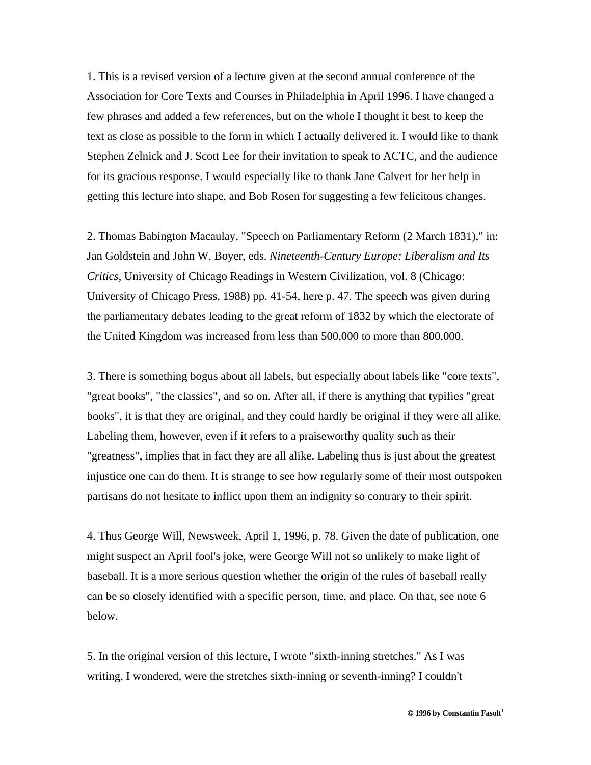1. This is a revised version of a lecture given at the second annual conference of the Association for Core Texts and Courses in Philadelphia in April 1996. I have changed a few phrases and added a few references, but on the whole I thought it best to keep the text as close as possible to the form in which I actually delivered it. I would like to thank Stephen Zelnick and J. Scott Lee for their invitation to speak to ACTC, and the audience for its gracious response. I would especially like to thank Jane Calvert for her help in getting this lecture into shape, and Bob Rosen for suggesting a few felicitous changes.

2. Thomas Babington Macaulay, "Speech on Parliamentary Reform (2 March 1831)," in: Jan Goldstein and John W. Boyer, eds. *Nineteenth-Century Europe: Liberalism and Its Critics*, University of Chicago Readings in Western Civilization, vol. 8 (Chicago: University of Chicago Press, 1988) pp. 41-54, here p. 47. The speech was given during the parliamentary debates leading to the great reform of 1832 by which the electorate of the United Kingdom was increased from less than 500,000 to more than 800,000.

3. There is something bogus about all labels, but especially about labels like "core texts", "great books", "the classics", and so on. After all, if there is anything that typifies "great books", it is that they are original, and they could hardly be original if they were all alike. Labeling them, however, even if it refers to a praiseworthy quality such as their "greatness", implies that in fact they are all alike. Labeling thus is just about the greatest injustice one can do them. It is strange to see how regularly some of their most outspoken partisans do not hesitate to inflict upon them an indignity so contrary to their spirit.

4. Thus George Will, Newsweek, April 1, 1996, p. 78. Given the date of publication, one might suspect an April fool's joke, were George Will not so unlikely to make light of baseball. It is a more serious question whether the origin of the rules of baseball really can be so closely identified with a specific person, time, and place. On that, see note 6 below.

5. In the original version of this lecture, I wrote "sixth-inning stretches." As I was writing, I wondered, were the stretches sixth-inning or seventh-inning? I couldn't

**© 1996 by Constantin Fasolt**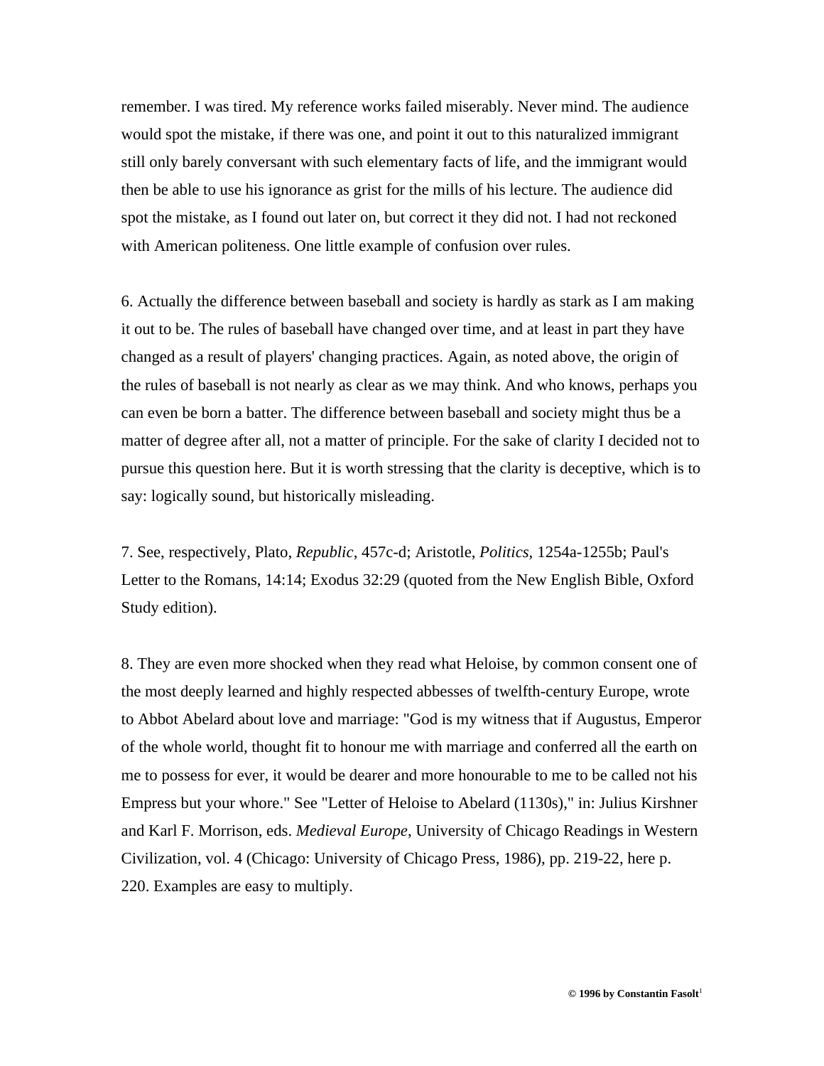remember. I was tired. My reference works failed miserably. Never mind. The audience would spot the mistake, if there was one, and point it out to this naturalized immigrant still only barely conversant with such elementary facts of life, and the immigrant would then be able to use his ignorance as grist for the mills of his lecture. The audience did spot the mistake, as I found out later on, but correct it they did not. I had not reckoned with American politeness. One little example of confusion over rules.

6. Actually the difference between baseball and society is hardly as stark as I am making it out to be. The rules of baseball have changed over time, and at least in part they have changed as a result of players' changing practices. Again, as noted above, the origin of the rules of baseball is not nearly as clear as we may think. And who knows, perhaps you can even be born a batter. The difference between baseball and society might thus be a matter of degree after all, not a matter of principle. For the sake of clarity I decided not to pursue this question here. But it is worth stressing that the clarity is deceptive, which is to say: logically sound, but historically misleading.

7. See, respectively, Plato, *Republic*, 457c-d; Aristotle, *Politics*, 1254a-1255b; Paul's Letter to the Romans, 14:14; Exodus 32:29 (quoted from the New English Bible, Oxford Study edition).

8. They are even more shocked when they read what Heloise, by common consent one of the most deeply learned and highly respected abbesses of twelfth-century Europe, wrote to Abbot Abelard about love and marriage: "God is my witness that if Augustus, Emperor of the whole world, thought fit to honour me with marriage and conferred all the earth on me to possess for ever, it would be dearer and more honourable to me to be called not his Empress but your whore." See "Letter of Heloise to Abelard (1130s)," in: Julius Kirshner and Karl F. Morrison, eds. *Medieval Europe*, University of Chicago Readings in Western Civilization, vol. 4 (Chicago: University of Chicago Press, 1986), pp. 219-22, here p. 220. Examples are easy to multiply.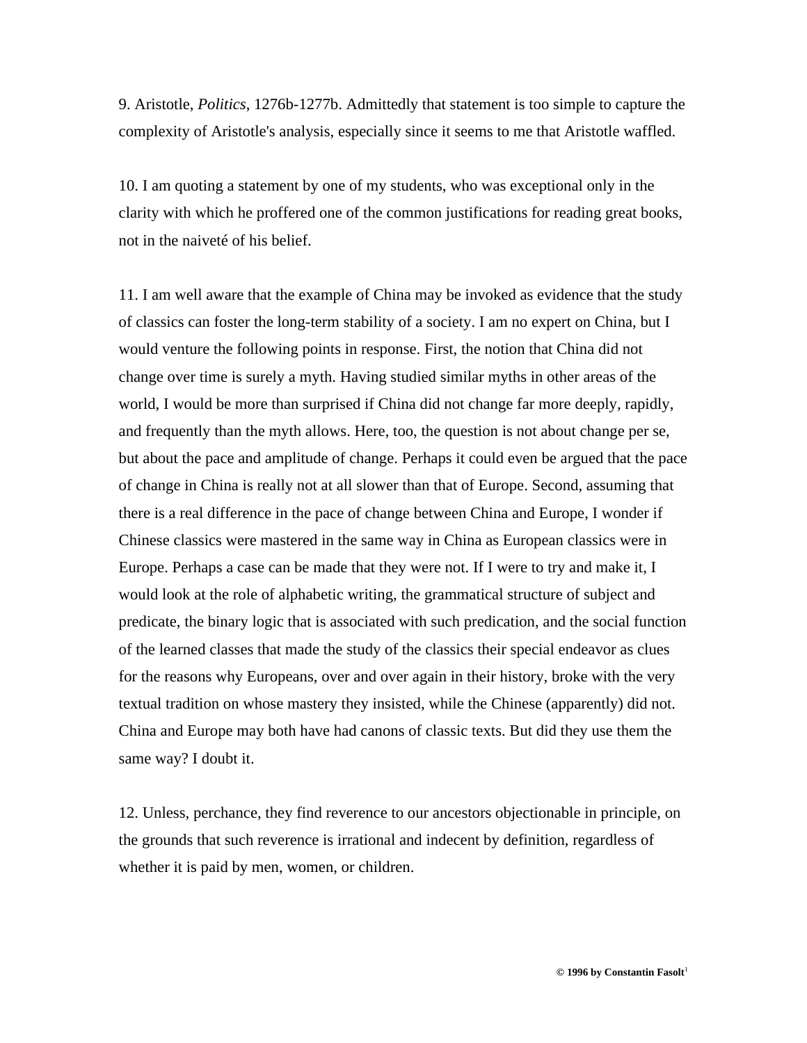9. Aristotle, *Politics*, 1276b-1277b. Admittedly that statement is too simple to capture the complexity of Aristotle's analysis, especially since it seems to me that Aristotle waffled.

10. I am quoting a statement by one of my students, who was exceptional only in the clarity with which he proffered one of the common justifications for reading great books, not in the naiveté of his belief.

11. I am well aware that the example of China may be invoked as evidence that the study of classics can foster the long-term stability of a society. I am no expert on China, but I would venture the following points in response. First, the notion that China did not change over time is surely a myth. Having studied similar myths in other areas of the world, I would be more than surprised if China did not change far more deeply, rapidly, and frequently than the myth allows. Here, too, the question is not about change per se, but about the pace and amplitude of change. Perhaps it could even be argued that the pace of change in China is really not at all slower than that of Europe. Second, assuming that there is a real difference in the pace of change between China and Europe, I wonder if Chinese classics were mastered in the same way in China as European classics were in Europe. Perhaps a case can be made that they were not. If I were to try and make it, I would look at the role of alphabetic writing, the grammatical structure of subject and predicate, the binary logic that is associated with such predication, and the social function of the learned classes that made the study of the classics their special endeavor as clues for the reasons why Europeans, over and over again in their history, broke with the very textual tradition on whose mastery they insisted, while the Chinese (apparently) did not. China and Europe may both have had canons of classic texts. But did they use them the same way? I doubt it.

12. Unless, perchance, they find reverence to our ancestors objectionable in principle, on the grounds that such reverence is irrational and indecent by definition, regardless of whether it is paid by men, women, or children.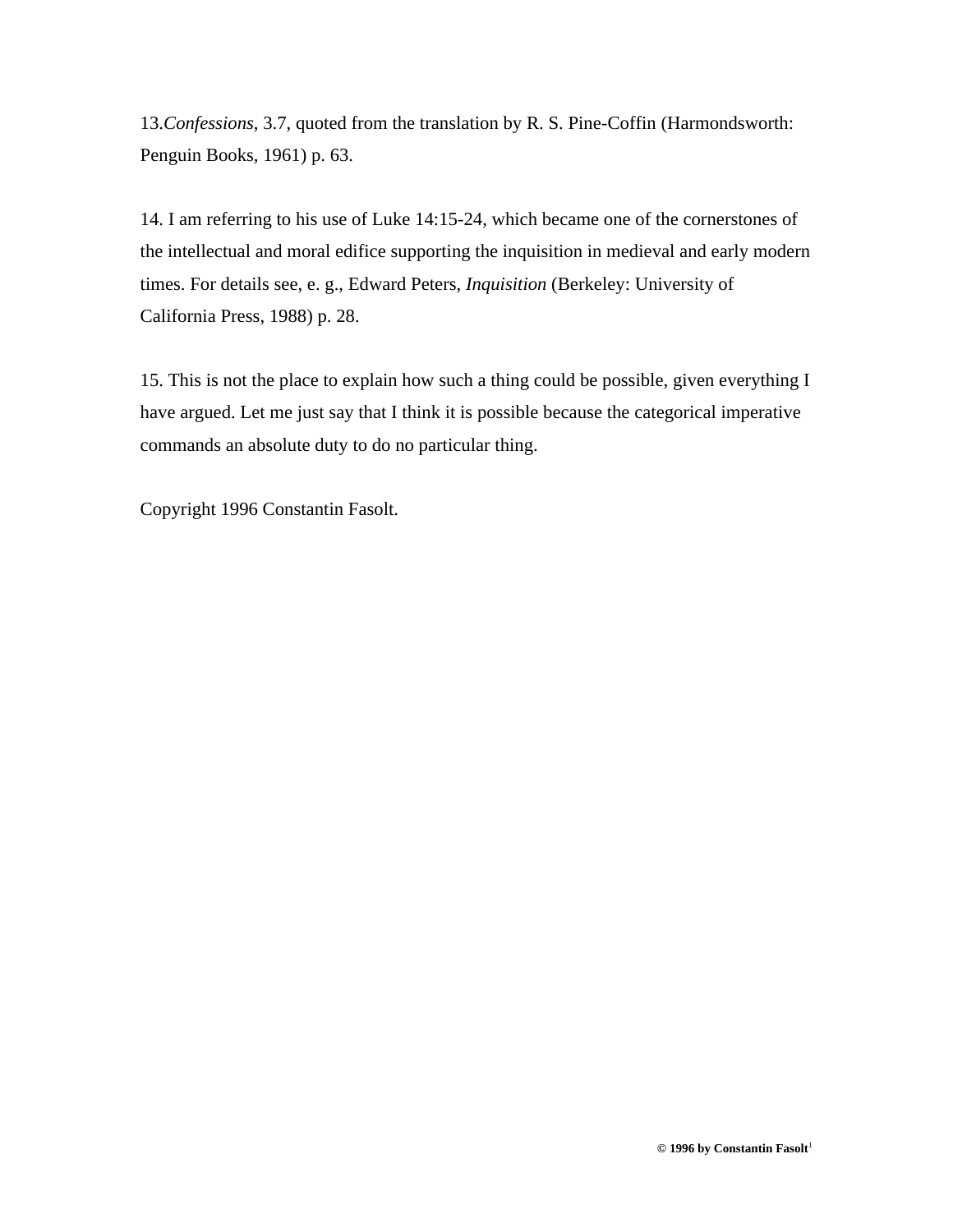13.*Confessions*, 3.7, quoted from the translation by R. S. Pine-Coffin (Harmondsworth: Penguin Books, 1961) p. 63.

14. I am referring to his use of Luke 14:15-24, which became one of the cornerstones of the intellectual and moral edifice supporting the inquisition in medieval and early modern times. For details see, e. g., Edward Peters, *Inquisition* (Berkeley: University of California Press, 1988) p. 28.

15. This is not the place to explain how such a thing could be possible, given everything I have argued. Let me just say that I think it is possible because the categorical imperative commands an absolute duty to do no particular thing.

Copyright 1996 Constantin Fasolt.